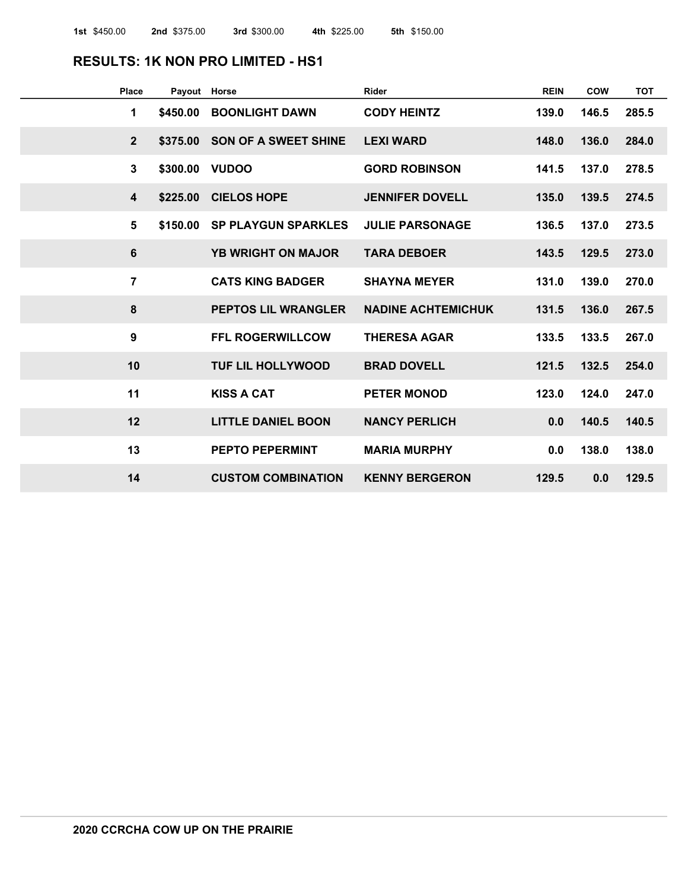**1st** $450.00 **2nd** $375.00 **3rd** $300.00 **4th** $225.00 **5th** $150.00

## RESULTS: 1K NON PRO LIMITED - HS1

| Place | Payout | Horse | Rider | REIN | COW | TOT |
|---|---|---|---|---|---|---|
| 1 | $450.00 | BOONLIGHT DAWN | CODY HEINTZ | 139.0 | 146.5 | 285.5 |
| 2 | $375.00 | SON OF A SWEET SHINE | LEXI WARD | 148.0 | 136.0 | 284.0 |
| 3 | $300.00 | VUDOO | GORD ROBINSON | 141.5 | 137.0 | 278.5 |
| 4 | $225.00 | CIELOS HOPE | JENNIFER DOVELL | 135.0 | 139.5 | 274.5 |
| 5 | $150.00 | SP PLAYGUN SPARKLES | JULIE PARSONAGE | 136.5 | 137.0 | 273.5 |
| 6 | | YB WRIGHT ON MAJOR | TARA DEBOER | 143.5 | 129.5 | 273.0 |
| 7 | | CATS KING BADGER | SHAYNA MEYER | 131.0 | 139.0 | 270.0 |
| 8 | | PEPTOS LIL WRANGLER | NADINE ACHTEMICHUK | 131.5 | 136.0 | 267.5 |
| 9 | | FFL ROGERWILLCOW | THERESA AGAR | 133.5 | 133.5 | 267.0 |
| 10 | | TUF LIL HOLLYWOOD | BRAD DOVELL | 121.5 | 132.5 | 254.0 |
| 11 | | KISS A CAT | PETER MONOD | 123.0 | 124.0 | 247.0 |
| 12 | | LITTLE DANIEL BOON | NANCY PERLICH | 0.0 | 140.5 | 140.5 |
| 13 | | PEPTO PEPERMINT | MARIA MURPHY | 0.0 | 138.0 | 138.0 |
| 14 | | CUSTOM COMBINATION | KENNY BERGERON | 129.5 | 0.0 | 129.5 |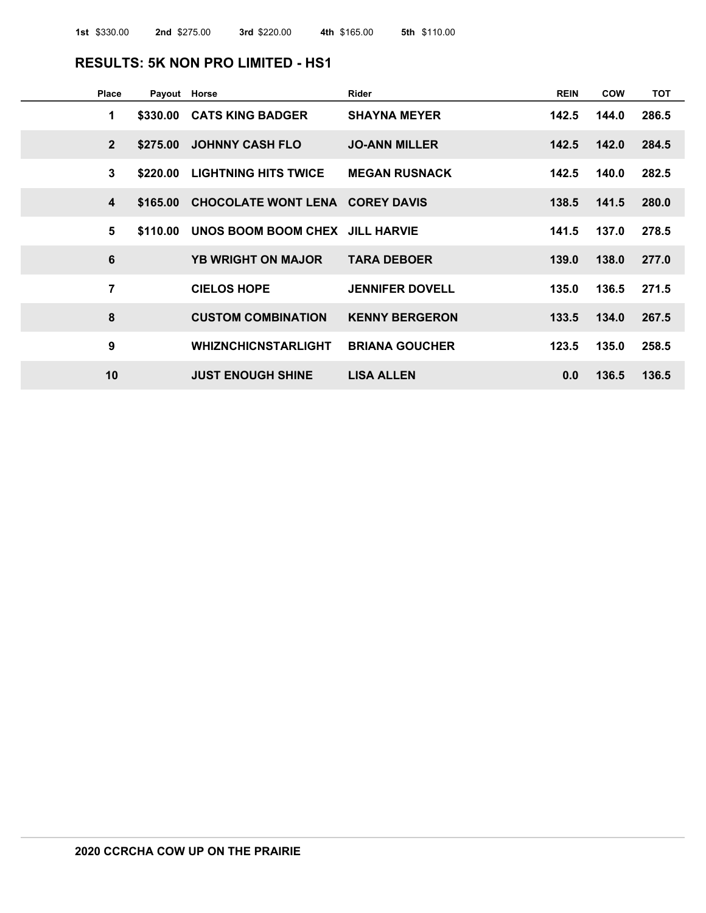**1st** $330.00 **2nd** $275.00 **3rd** $220.00 **4th** $165.00 **5th** $110.00

## RESULTS: 5K NON PRO LIMITED - HS1

| Place | Payout | Horse | Rider | REIN | COW | TOT |
|---|---|---|---|---|---|---|
| 1 | $330.00 | CATS KING BADGER | SHAYNA MEYER | 142.5 | 144.0 | 286.5 |
| 2 | $275.00 | JOHNNY CASH FLO | JO-ANN MILLER | 142.5 | 142.0 | 284.5 |
| 3 | $220.00 | LIGHTNING HITS TWICE | MEGAN RUSNACK | 142.5 | 140.0 | 282.5 |
| 4 | $165.00 | CHOCOLATE WONT LENA | COREY DAVIS | 138.5 | 141.5 | 280.0 |
| 5 | $110.00 | UNOS BOOM BOOM CHEX | JILL HARVIE | 141.5 | 137.0 | 278.5 |
| 6 | | YB WRIGHT ON MAJOR | TARA DEBOER | 139.0 | 138.0 | 277.0 |
| 7 | | CIELOS HOPE | JENNIFER DOVELL | 135.0 | 136.5 | 271.5 |
| 8 | | CUSTOM COMBINATION | KENNY BERGERON | 133.5 | 134.0 | 267.5 |
| 9 | | WHIZNCHICNSTARLIGHT | BRIANA GOUCHER | 123.5 | 135.0 | 258.5 |
| 10 | | JUST ENOUGH SHINE | LISA ALLEN | 0.0 | 136.5 | 136.5 |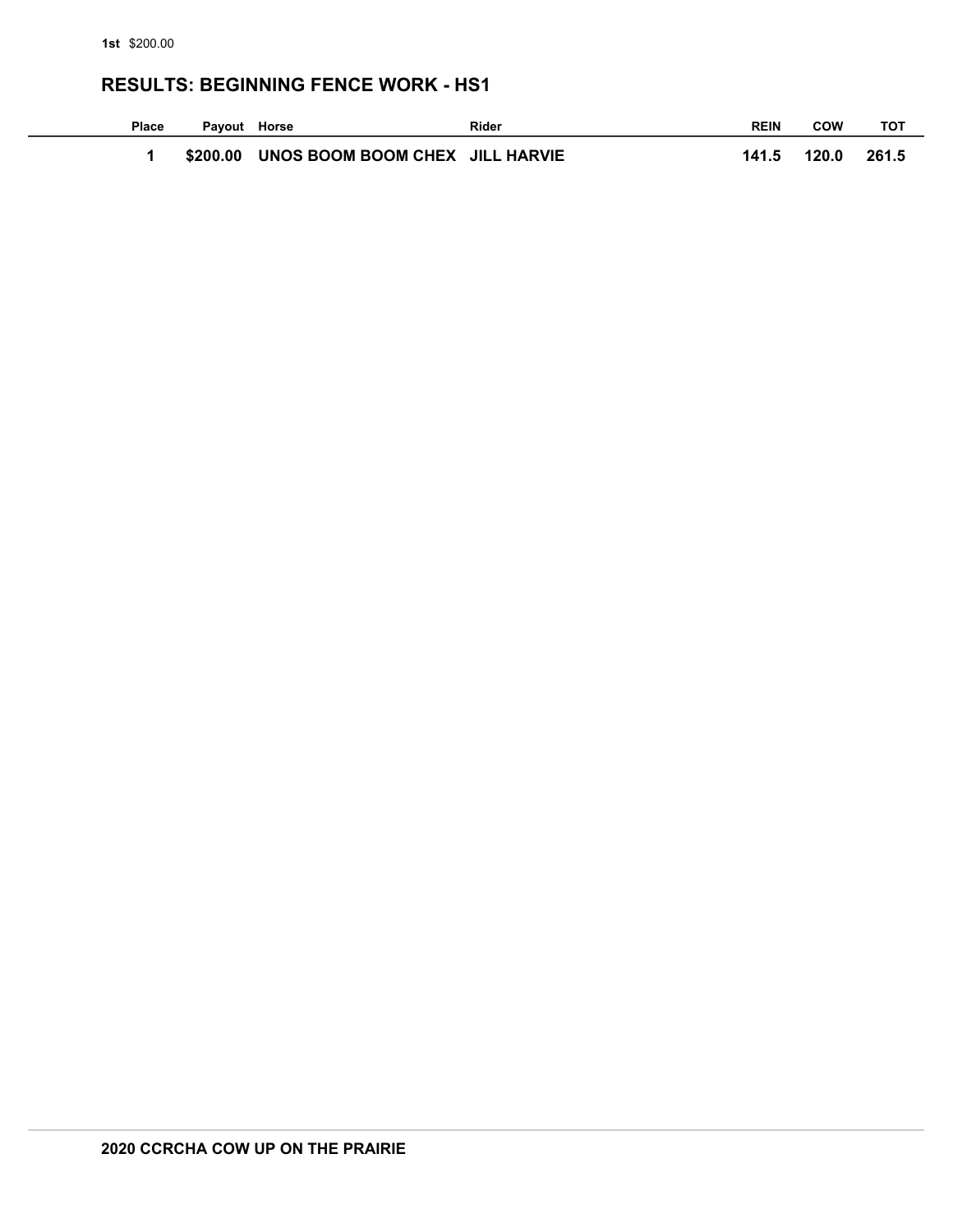**1st** $200.00

## RESULTS: BEGINNING FENCE WORK - HS1

| Place | Payout | Horse | Rider | REIN | COW | TOT |
|---|---|---|---|---|---|---|
| 1 | $200.00 | UNOS BOOM BOOM CHEX | JILL HARVIE | 141.5 | 120.0 | 261.5 |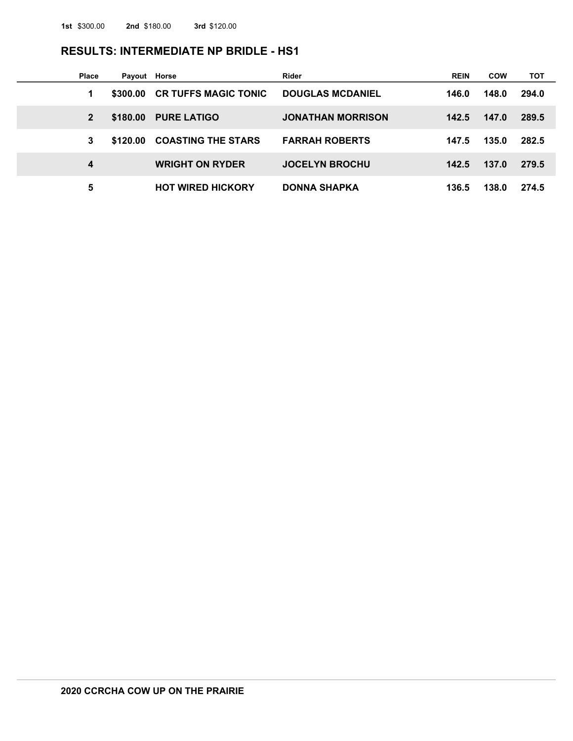**1st** $300.00 **2nd** $180.00 **3rd** $120.00

## RESULTS: INTERMEDIATE NP BRIDLE - HS1

| Place | Payout | Horse | Rider | REIN | COW | TOT |
|---|---|---|---|---|---|---|
| 1 | $300.00 | CR TUFFS MAGIC TONIC | DOUGLAS MCDANIEL | 146.0 | 148.0 | 294.0 |
| 2 | $180.00 | PURE LATIGO | JONATHAN MORRISON | 142.5 | 147.0 | 289.5 |
| 3 | $120.00 | COASTING THE STARS | FARRAH ROBERTS | 147.5 | 135.0 | 282.5 |
| 4 | | WRIGHT ON RYDER | JOCELYN BROCHU | 142.5 | 137.0 | 279.5 |
| 5 | | HOT WIRED HICKORY | DONNA SHAPKA | 136.5 | 138.0 | 274.5 |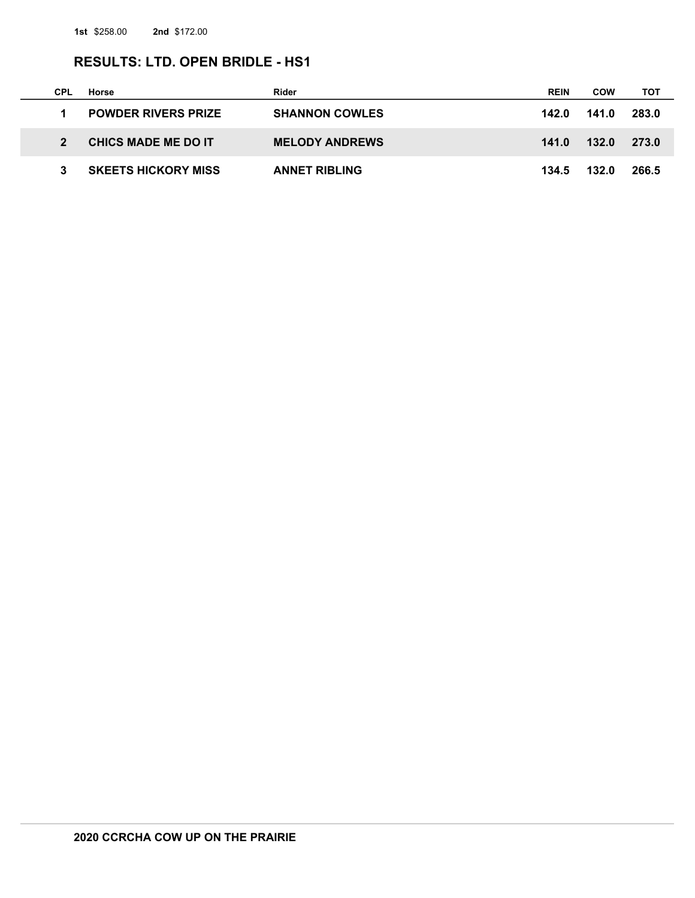**1st** $258.00 **2nd** $172.00

## RESULTS: LTD. OPEN BRIDLE - HS1

| CPL | Horse | Rider | REIN | COW | TOT |
|---|---|---|---|---|---|
| 1 | POWDER RIVERS PRIZE | SHANNON COWLES | 142.0 | 141.0 | 283.0 |
| 2 | CHICS MADE ME DO IT | MELODY ANDREWS | 141.0 | 132.0 | 273.0 |
| 3 | SKEETS HICKORY MISS | ANNET RIBLING | 134.5 | 132.0 | 266.5 |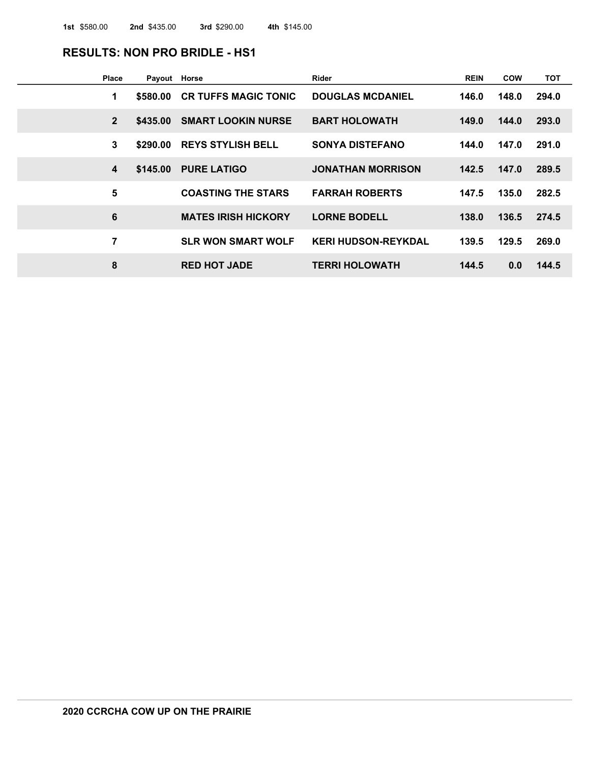**1st** $580.00 **2nd** $435.00 **3rd** $290.00 **4th** $145.00

## RESULTS: NON PRO BRIDLE - HS1

| Place | Payout | Horse | Rider | REIN | COW | TOT |
|---|---|---|---|---|---|---|
| 1 | $580.00 | CR TUFFS MAGIC TONIC | DOUGLAS MCDANIEL | 146.0 | 148.0 | 294.0 |
| 2 | $435.00 | SMART LOOKIN NURSE | BART HOLOWATH | 149.0 | 144.0 | 293.0 |
| 3 | $290.00 | REYS STYLISH BELL | SONYA DISTEFANO | 144.0 | 147.0 | 291.0 |
| 4 | $145.00 | PURE LATIGO | JONATHAN MORRISON | 142.5 | 147.0 | 289.5 |
| 5 | | COASTING THE STARS | FARRAH ROBERTS | 147.5 | 135.0 | 282.5 |
| 6 | | MATES IRISH HICKORY | LORNE BODELL | 138.0 | 136.5 | 274.5 |
| 7 | | SLR WON SMART WOLF | KERI HUDSON-REYKDAL | 139.5 | 129.5 | 269.0 |
| 8 | | RED HOT JADE | TERRI HOLOWATH | 144.5 | 0.0 | 144.5 |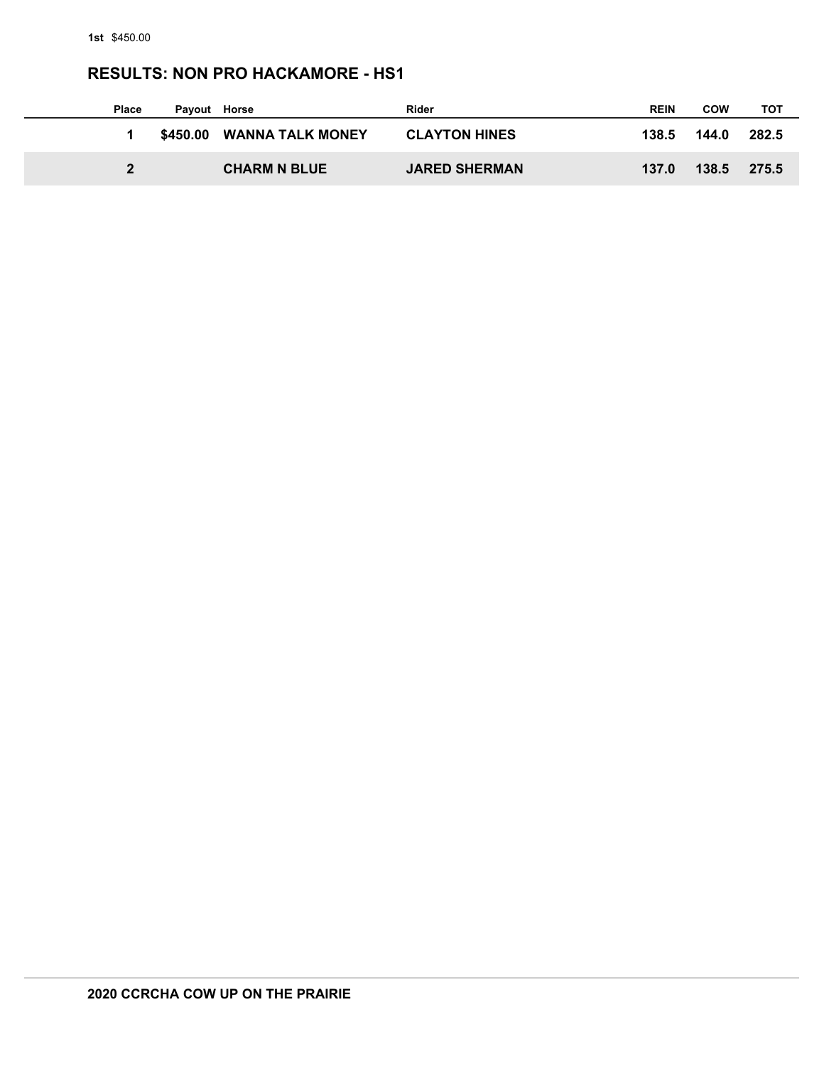**1st** $450.00

## RESULTS: NON PRO HACKAMORE - HS1

| Place | Payout | Horse | Rider | REIN | COW | TOT |
|---|---|---|---|---|---|---|
| 1 | $450.00 | WANNA TALK MONEY | CLAYTON HINES | 138.5 | 144.0 | 282.5 |
| 2 | | CHARM N BLUE | JARED SHERMAN | 137.0 | 138.5 | 275.5 |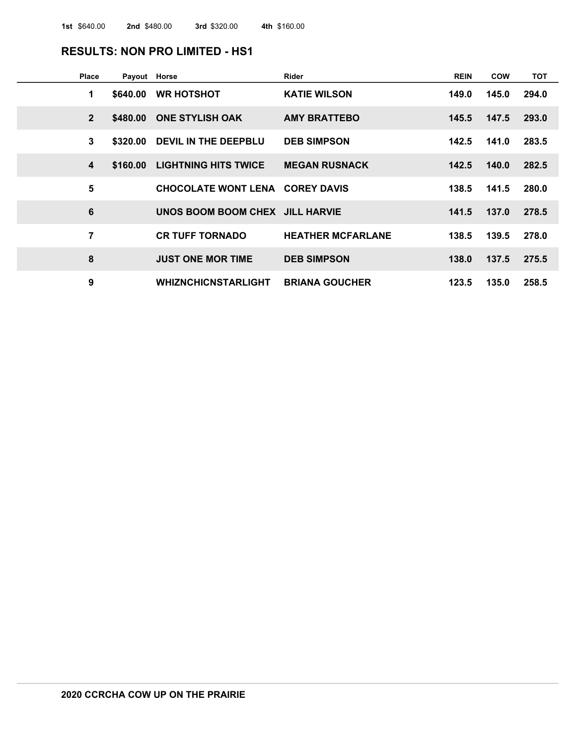**1st** $640.00 **2nd** $480.00 **3rd** $320.00 **4th** $160.00

## RESULTS: NON PRO LIMITED - HS1

| Place | Payout | Horse | Rider | REIN | COW | TOT |
|---|---|---|---|---|---|---|
| 1 | $640.00 | WR HOTSHOT | KATIE WILSON | 149.0 | 145.0 | 294.0 |
| 2 | $480.00 | ONE STYLISH OAK | AMY BRATTEBO | 145.5 | 147.5 | 293.0 |
| 3 | $320.00 | DEVIL IN THE DEEPBLU | DEB SIMPSON | 142.5 | 141.0 | 283.5 |
| 4 | $160.00 | LIGHTNING HITS TWICE | MEGAN RUSNACK | 142.5 | 140.0 | 282.5 |
| 5 | | CHOCOLATE WONT LENA | COREY DAVIS | 138.5 | 141.5 | 280.0 |
| 6 | | UNOS BOOM BOOM CHEX | JILL HARVIE | 141.5 | 137.0 | 278.5 |
| 7 | | CR TUFF TORNADO | HEATHER MCFARLANE | 138.5 | 139.5 | 278.0 |
| 8 | | JUST ONE MOR TIME | DEB SIMPSON | 138.0 | 137.5 | 275.5 |
| 9 | | WHIZNCHICNSTARLIGHT | BRIANA GOUCHER | 123.5 | 135.0 | 258.5 |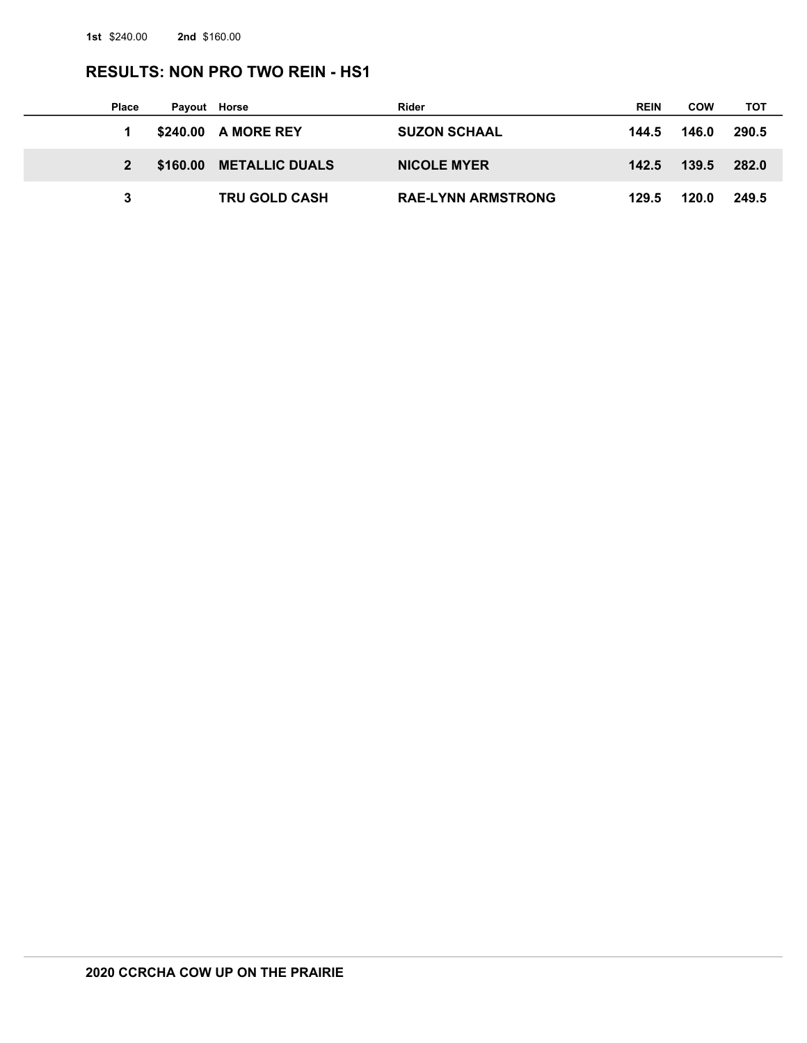**1st** $240.00 **2nd** $160.00

## RESULTS: NON PRO TWO REIN - HS1

| Place | Payout | Horse | Rider | REIN | COW | TOT |
|---|---|---|---|---|---|---|
| 1 | $240.00 | A MORE REY | SUZON SCHAAL | 144.5 | 146.0 | 290.5 |
| 2 | $160.00 | METALLIC DUALS | NICOLE MYER | 142.5 | 139.5 | 282.0 |
| 3 | | TRU GOLD CASH | RAE-LYNN ARMSTRONG | 129.5 | 120.0 | 249.5 |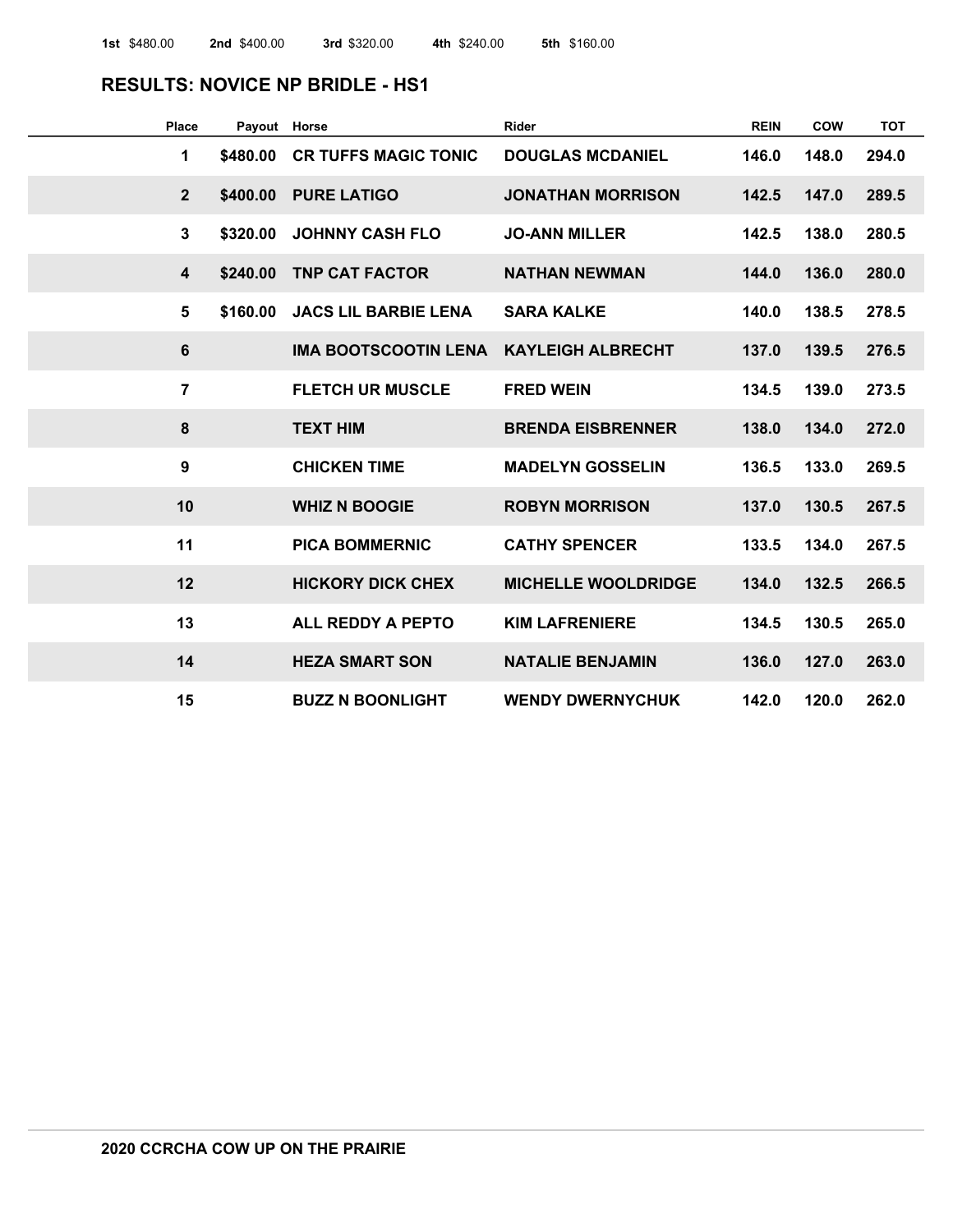**1st** $480.00 **2nd** $400.00 **3rd** $320.00 **4th** $240.00 **5th** $160.00

## RESULTS: NOVICE NP BRIDLE - HS1

| Place | Payout | Horse | Rider | REIN | COW | TOT |
|---|---|---|---|---|---|---|
| 1 | $480.00 | CR TUFFS MAGIC TONIC | DOUGLAS MCDANIEL | 146.0 | 148.0 | 294.0 |
| 2 | $400.00 | PURE LATIGO | JONATHAN MORRISON | 142.5 | 147.0 | 289.5 |
| 3 | $320.00 | JOHNNY CASH FLO | JO-ANN MILLER | 142.5 | 138.0 | 280.5 |
| 4 | $240.00 | TNP CAT FACTOR | NATHAN NEWMAN | 144.0 | 136.0 | 280.0 |
| 5 | $160.00 | JACS LIL BARBIE LENA | SARA KALKE | 140.0 | 138.5 | 278.5 |
| 6 | | IMA BOOTSCOOTIN LENA | KAYLEIGH ALBRECHT | 137.0 | 139.5 | 276.5 |
| 7 | | FLETCH UR MUSCLE | FRED WEIN | 134.5 | 139.0 | 273.5 |
| 8 | | TEXT HIM | BRENDA EISBRENNER | 138.0 | 134.0 | 272.0 |
| 9 | | CHICKEN TIME | MADELYN GOSSELIN | 136.5 | 133.0 | 269.5 |
| 10 | | WHIZ N BOOGIE | ROBYN MORRISON | 137.0 | 130.5 | 267.5 |
| 11 | | PICA BOMMERNIC | CATHY SPENCER | 133.5 | 134.0 | 267.5 |
| 12 | | HICKORY DICK CHEX | MICHELLE WOOLDRIDGE | 134.0 | 132.5 | 266.5 |
| 13 | | ALL REDDY A PEPTO | KIM LAFRENIERE | 134.5 | 130.5 | 265.0 |
| 14 | | HEZA SMART SON | NATALIE BENJAMIN | 136.0 | 127.0 | 263.0 |
| 15 | | BUZZ N BOONLIGHT | WENDY DWERNYCHUK | 142.0 | 120.0 | 262.0 |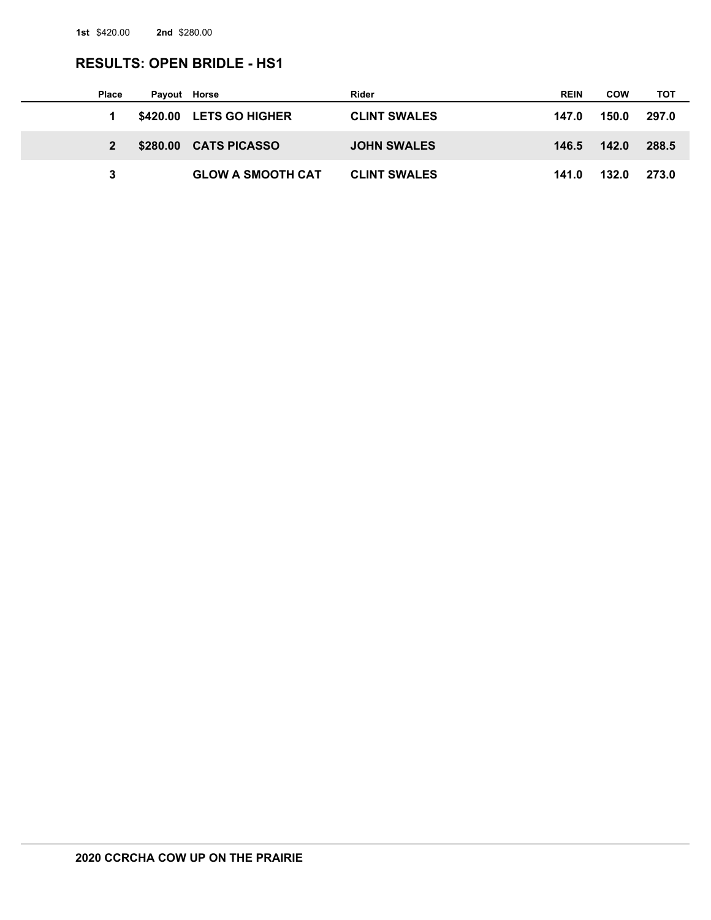**1st** $420.00 **2nd** $280.00

## RESULTS: OPEN BRIDLE - HS1

| Place | Payout | Horse | Rider | REIN | COW | TOT |
|---|---|---|---|---|---|---|
| 1 | $420.00 | LETS GO HIGHER | CLINT SWALES | 147.0 | 150.0 | 297.0 |
| 2 | $280.00 | CATS PICASSO | JOHN SWALES | 146.5 | 142.0 | 288.5 |
| 3 | | GLOW A SMOOTH CAT | CLINT SWALES | 141.0 | 132.0 | 273.0 |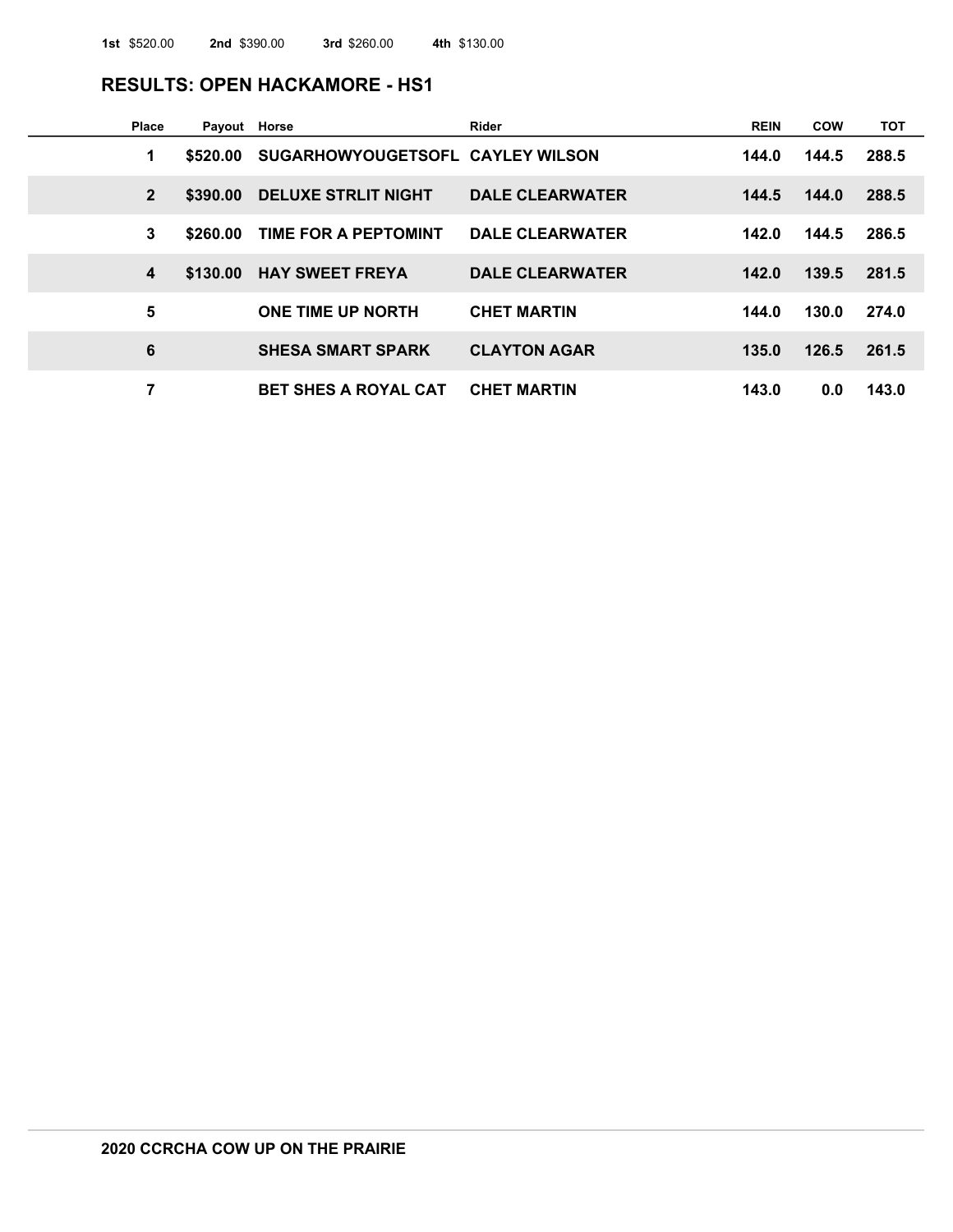**1st** $520.00 **2nd** $390.00 **3rd** $260.00 **4th** $130.00

## RESULTS: OPEN HACKAMORE - HS1

| Place | Payout | Horse | Rider | REIN | COW | TOT |
|---|---|---|---|---|---|---|
| 1 | $520.00 | SUGARHOWYOUGETSOFL | CAYLEY WILSON | 144.0 | 144.5 | 288.5 |
| 2 | $390.00 | DELUXE STRLIT NIGHT | DALE CLEARWATER | 144.5 | 144.0 | 288.5 |
| 3 | $260.00 | TIME FOR A PEPTOMINT | DALE CLEARWATER | 142.0 | 144.5 | 286.5 |
| 4 | $130.00 | HAY SWEET FREYA | DALE CLEARWATER | 142.0 | 139.5 | 281.5 |
| 5 | | ONE TIME UP NORTH | CHET MARTIN | 144.0 | 130.0 | 274.0 |
| 6 | | SHESA SMART SPARK | CLAYTON AGAR | 135.0 | 126.5 | 261.5 |
| 7 | | BET SHES A ROYAL CAT | CHET MARTIN | 143.0 | 0.0 | 143.0 |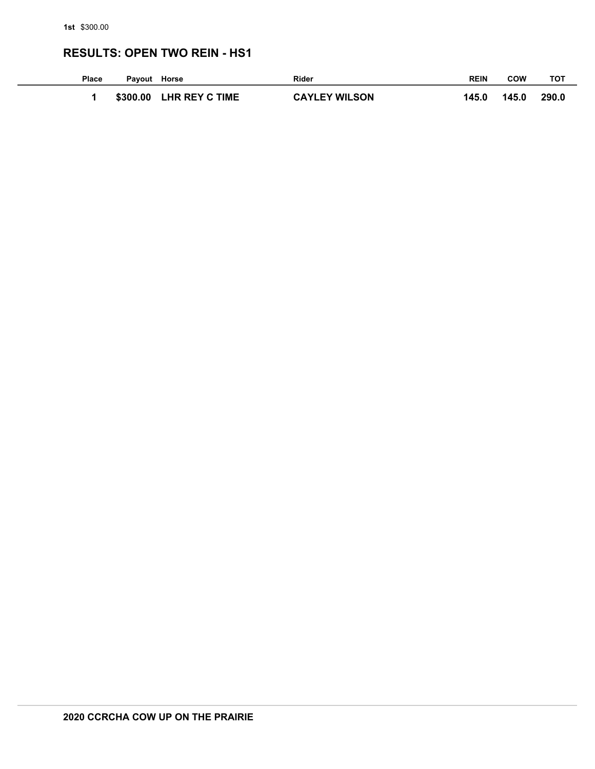**1st** $300.00

## RESULTS: OPEN TWO REIN - HS1

| Place | Payout | Horse | Rider | REIN | COW | TOT |
|---|---|---|---|---|---|---|
| **1** | **$300.00** | **LHR REY C TIME** | **CAYLEY WILSON** | **145.0** | **145.0** | **290.0** |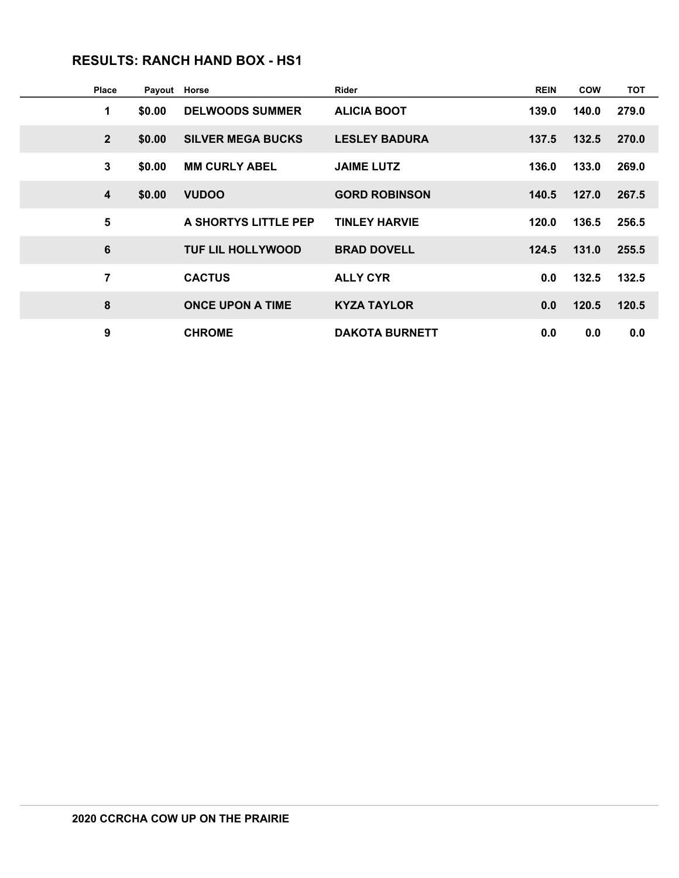## RESULTS: RANCH HAND BOX - HS1

| Place | Payout | Horse | Rider | REIN | COW | TOT |
|---|---|---|---|---|---|---|
| 1 | $0.00 | DELWOODS SUMMER | ALICIA BOOT | 139.0 | 140.0 | 279.0 |
| 2 | $0.00 | SILVER MEGA BUCKS | LESLEY BADURA | 137.5 | 132.5 | 270.0 |
| 3 | $0.00 | MM CURLY ABEL | JAIME LUTZ | 136.0 | 133.0 | 269.0 |
| 4 | $0.00 | VUDOO | GORD ROBINSON | 140.5 | 127.0 | 267.5 |
| 5 | | A SHORTYS LITTLE PEP | TINLEY HARVIE | 120.0 | 136.5 | 256.5 |
| 6 | | TUF LIL HOLLYWOOD | BRAD DOVELL | 124.5 | 131.0 | 255.5 |
| 7 | | CACTUS | ALLY CYR | 0.0 | 132.5 | 132.5 |
| 8 | | ONCE UPON A TIME | KYZA TAYLOR | 0.0 | 120.5 | 120.5 |
| 9 | | CHROME | DAKOTA BURNETT | 0.0 | 0.0 | 0.0 |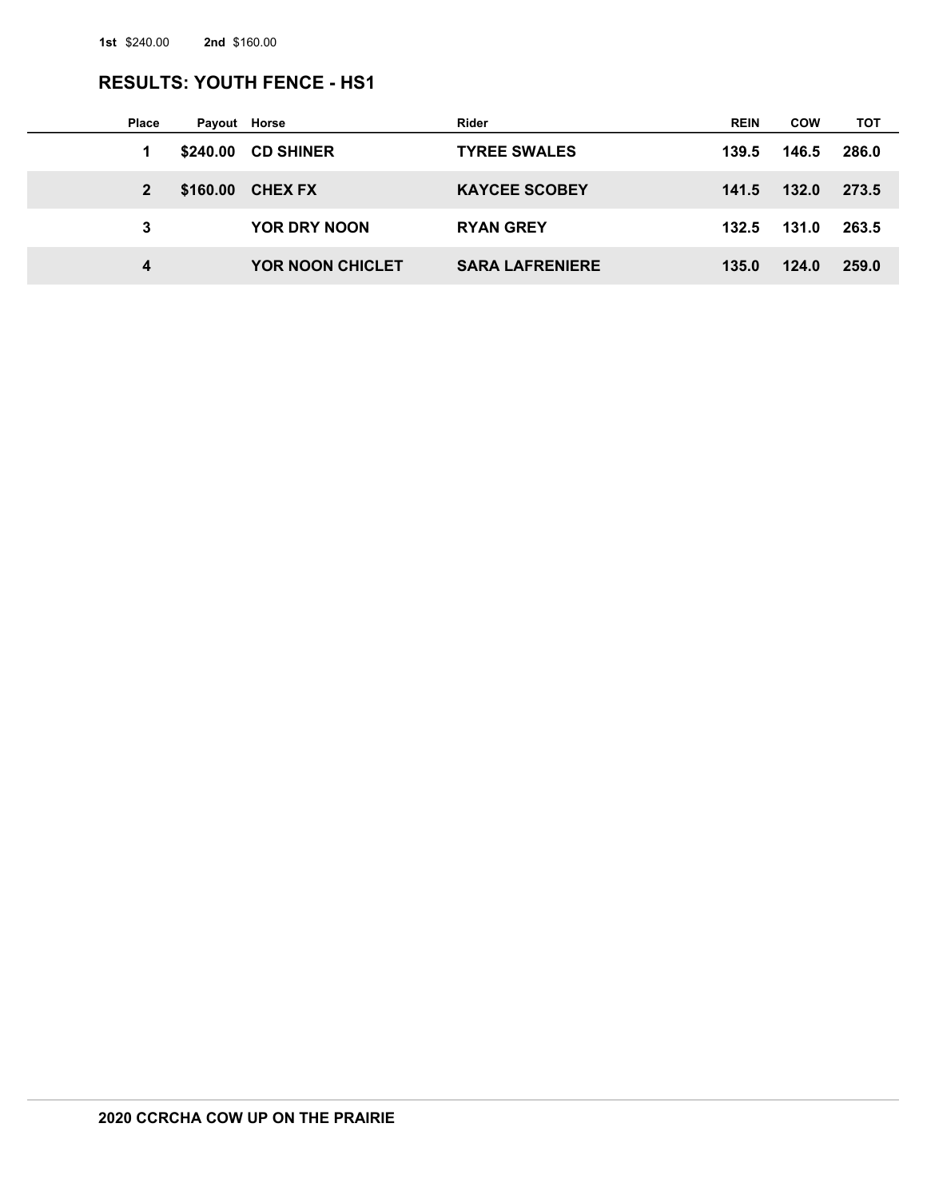**1st** $240.00 **2nd** $160.00

## RESULTS: YOUTH FENCE - HS1

| Place | Payout | Horse | Rider | REIN | COW | TOT |
|---|---|---|---|---|---|---|
| 1 | $240.00 | CD SHINER | TYREE SWALES | 139.5 | 146.5 | 286.0 |
| 2 | $160.00 | CHEX FX | KAYCEE SCOBEY | 141.5 | 132.0 | 273.5 |
| 3 | | YOR DRY NOON | RYAN GREY | 132.5 | 131.0 | 263.5 |
| 4 | | YOR NOON CHICLET | SARA LAFRENIERE | 135.0 | 124.0 | 259.0 |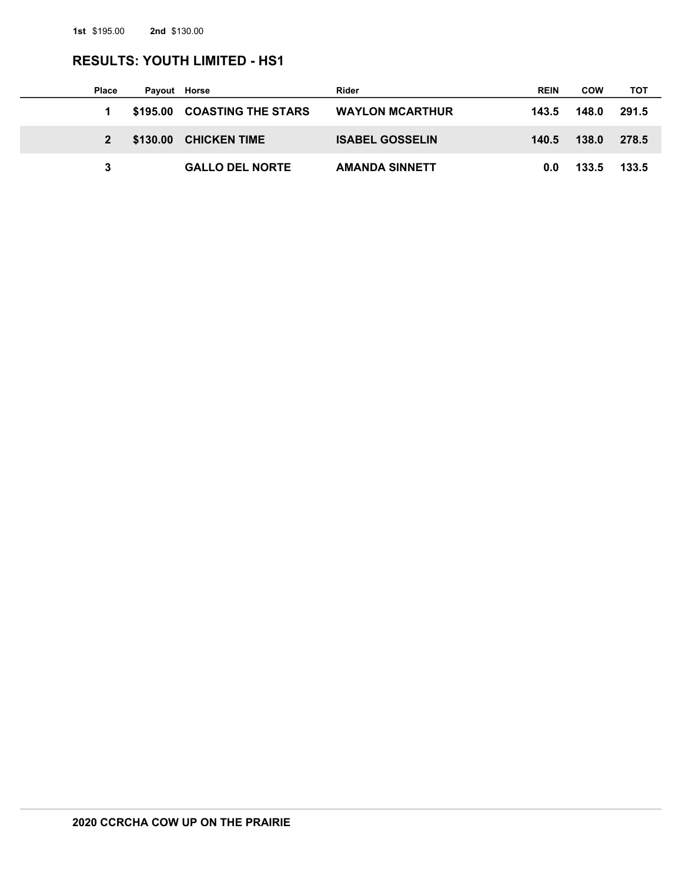**1st** $195.00 **2nd** $130.00

## RESULTS: YOUTH LIMITED - HS1

| Place | Payout | Horse | Rider | REIN | COW | TOT |
|---|---|---|---|---|---|---|
| 1 | $195.00 | COASTING THE STARS | WAYLON MCARTHUR | 143.5 | 148.0 | 291.5 |
| 2 | $130.00 | CHICKEN TIME | ISABEL GOSSELIN | 140.5 | 138.0 | 278.5 |
| 3 | | GALLO DEL NORTE | AMANDA SINNETT | 0.0 | 133.5 | 133.5 |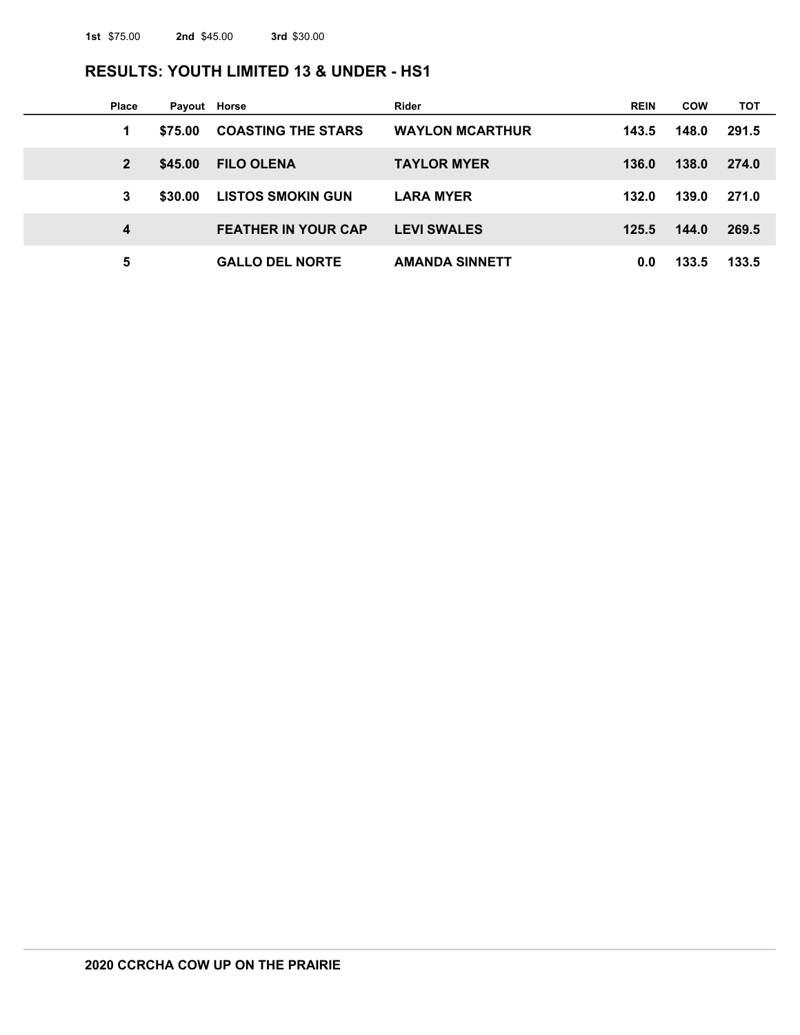**1st** $75.00 **2nd** $45.00 **3rd** $30.00

## RESULTS: YOUTH LIMITED 13 & UNDER - HS1

| Place | Payout | Horse | Rider | REIN | COW | TOT |
|---|---|---|---|---|---|---|
| 1 | $75.00 | COASTING THE STARS | WAYLON MCARTHUR | 143.5 | 148.0 | 291.5 |
| 2 | $45.00 | FILO OLENA | TAYLOR MYER | 136.0 | 138.0 | 274.0 |
| 3 | $30.00 | LISTOS SMOKIN GUN | LARA MYER | 132.0 | 139.0 | 271.0 |
| 4 | | FEATHER IN YOUR CAP | LEVI SWALES | 125.5 | 144.0 | 269.5 |
| 5 | | GALLO DEL NORTE | AMANDA SINNETT | 0.0 | 133.5 | 133.5 |